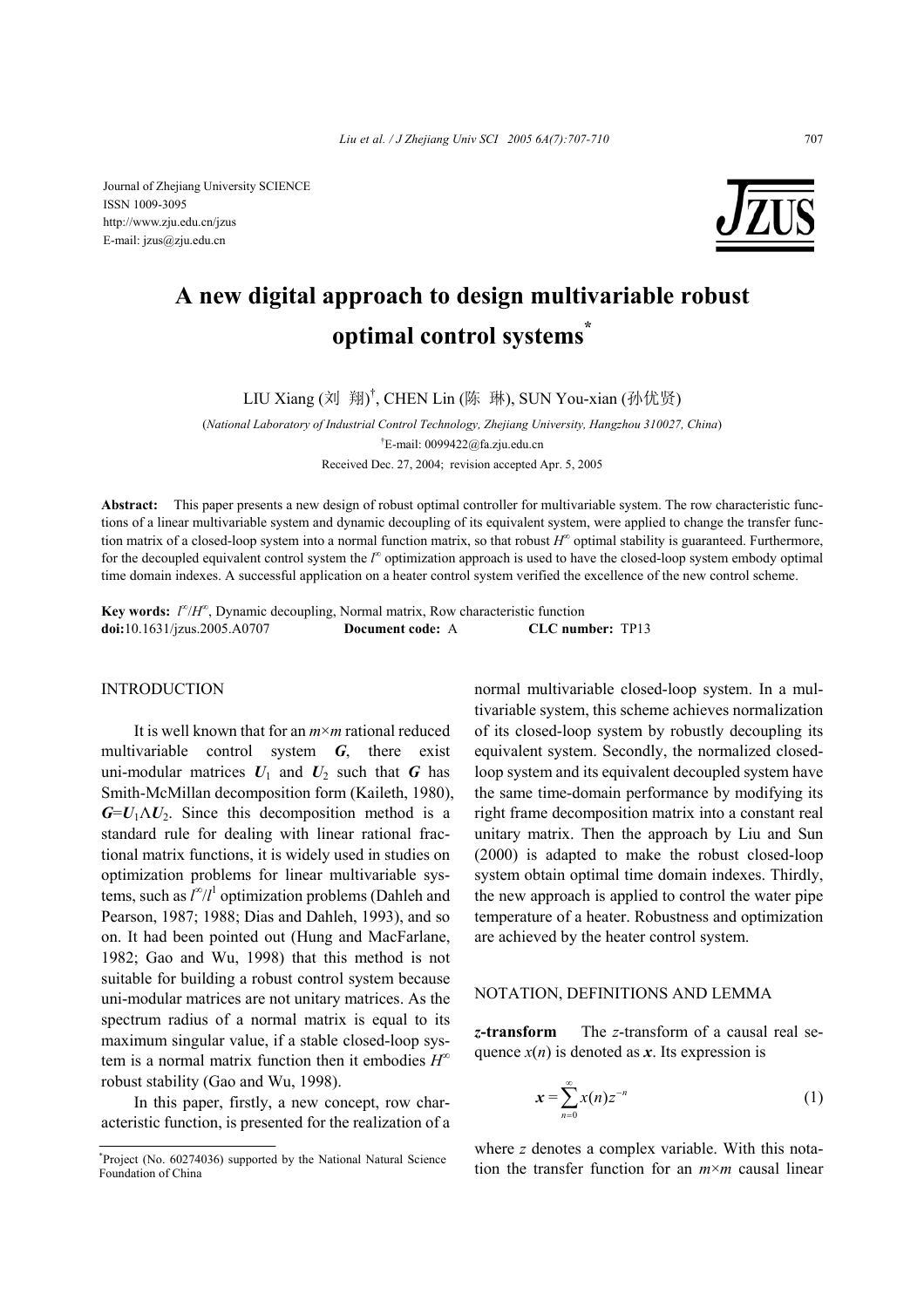Journal of Zhejiang University SCIENCE
ISSN 1009-3095
http://www.zju.edu.cn/jzus
E-mail: jzus@zju.edu.cn

# A new digital approach to design multivariable robust optimal control systems*

LIU Xiang (刘 翔)[†], CHEN Lin (陈 琳), SUN You-xian (孙优贤)

(*National Laboratory of Industrial Control Technology, Zhejiang University, Hangzhou 310027, China*)

[†]E-mail: 0099422@fa.zju.edu.cn

Received Dec. 27, 2004; revision accepted Apr. 5, 2005

**Abstract:** This paper presents a new design of robust optimal controller for multivariable system. The row characteristic functions of a linear multivariable system and dynamic decoupling of its equivalent system, were applied to change the transfer function matrix of a closed-loop system into a normal function matrix, so that robust $H^{\infty}$ optimal stability is guaranteed. Furthermore, for the decoupled equivalent control system the $l^{\infty}$ optimization approach is used to have the closed-loop system embody optimal time domain indexes. A successful application on a heater control system verified the excellence of the new control scheme.

**Key words:** $l^{\infty}/H^{\infty}$, Dynamic decoupling, Normal matrix, Row characteristic function

**doi:**10.1631/jzus.2005.A0707 **Document code:** A **CLC number:** TP13

## INTRODUCTION

It is well known that for an $m\times m$ rational reduced multivariable control system $\boldsymbol{G}$, there exist uni-modular matrices $\boldsymbol{U}_1$ and $\boldsymbol{U}_2$ such that $\boldsymbol{G}$ has Smith-McMillan decomposition form (Kaileth, 1980), $\boldsymbol{G}=\boldsymbol{U}_1\Lambda\boldsymbol{U}_2$. Since this decomposition method is a standard rule for dealing with linear rational fractional matrix functions, it is widely used in studies on optimization problems for linear multivariable systems, such as $l^{\infty}/l^{1}$ optimization problems (Dahleh and Pearson, 1987; 1988; Dias and Dahleh, 1993), and so on. It had been pointed out (Hung and MacFarlane, 1982; Gao and Wu, 1998) that this method is not suitable for building a robust control system because uni-modular matrices are not unitary matrices. As the spectrum radius of a normal matrix is equal to its maximum singular value, if a stable closed-loop system is a normal matrix function then it embodies $H^{\infty}$ robust stability (Gao and Wu, 1998).

In this paper, firstly, a new concept, row characteristic function, is presented for the realization of a normal multivariable closed-loop system. In a multivariable system, this scheme achieves normalization of its closed-loop system by robustly decoupling its equivalent system. Secondly, the normalized closed-loop system and its equivalent decoupled system have the same time-domain performance by modifying its right frame decomposition matrix into a constant real unitary matrix. Then the approach by Liu and Sun (2000) is adapted to make the robust closed-loop system obtain optimal time domain indexes. Thirdly, the new approach is applied to control the water pipe temperature of a heater. Robustness and optimization are achieved by the heater control system.

## NOTATION, DEFINITIONS AND LEMMA

***z*-transform** The $z$-transform of a causal real sequence $x(n)$ is denoted as $\boldsymbol{x}$. Its expression is

$$\boldsymbol{x}=\sum_{n=0}^{\infty}x(n)z^{-n} \tag{1}$$

where $z$ denotes a complex variable. With this notation the transfer function for an $m\times m$ causal linear

*Project (No. 60274036) supported by the National Natural Science Foundation of China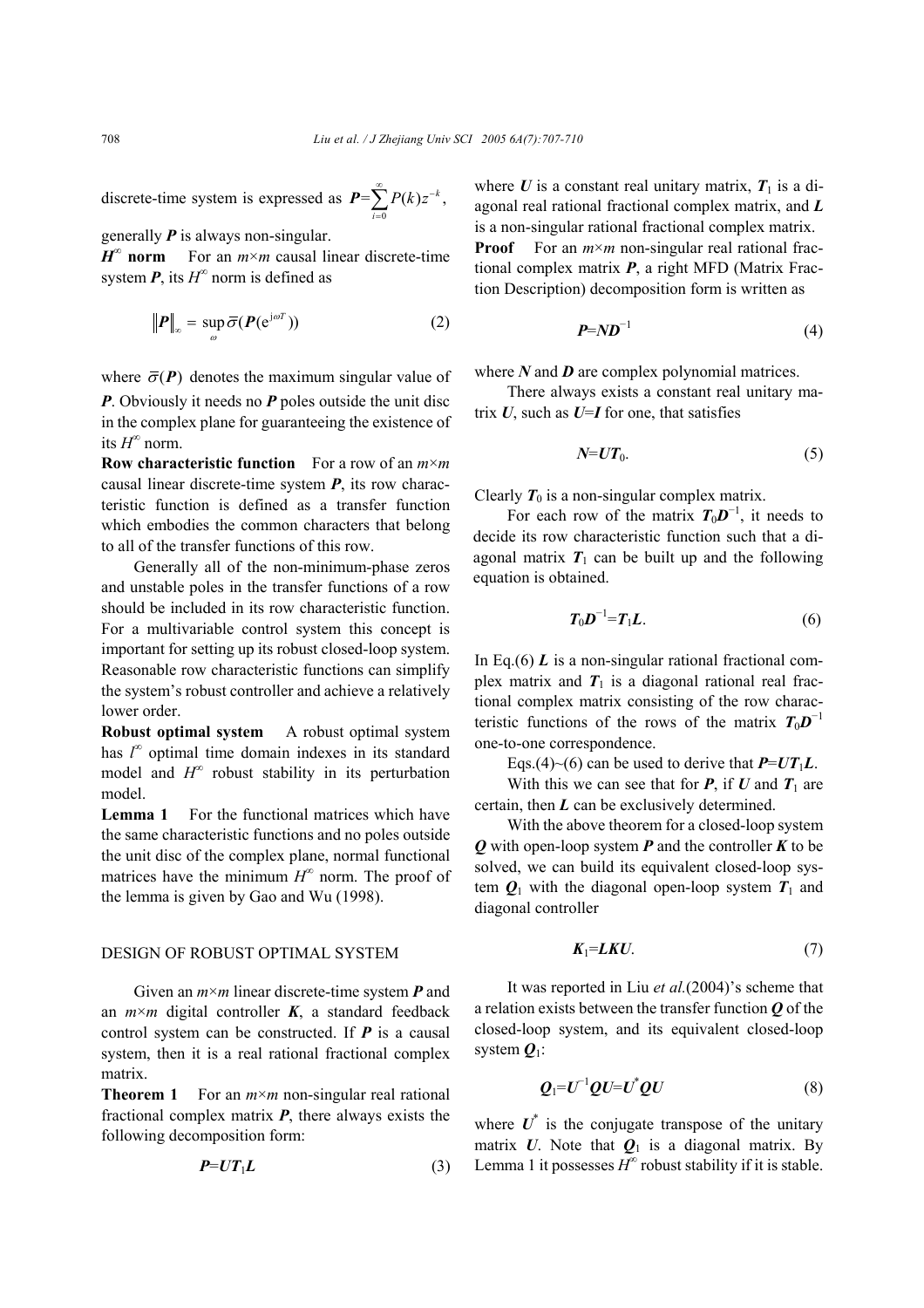discrete-time system is expressed as $\boldsymbol{P}=\sum_{i=0}^{\infty}P(k)z^{-k}$, generally $\boldsymbol{P}$ is always non-singular.

**$H^{\infty}$ norm** For an $m\times m$ causal linear discrete-time system $\boldsymbol{P}$, its $H^{\infty}$ norm is defined as

$$\|\boldsymbol{P}\|_{\infty}=\sup_{\omega}\bar{\sigma}(\boldsymbol{P}(\mathrm{e}^{\mathrm{j}\omega T})) \tag{2}$$

where $\bar{\sigma}(\boldsymbol{P})$ denotes the maximum singular value of $\boldsymbol{P}$. Obviously it needs no $\boldsymbol{P}$ poles outside the unit disc in the complex plane for guaranteeing the existence of its $H^{\infty}$ norm.

**Row characteristic function** For a row of an $m\times m$ causal linear discrete-time system $\boldsymbol{P}$, its row characteristic function is defined as a transfer function which embodies the common characters that belong to all of the transfer functions of this row.

Generally all of the non-minimum-phase zeros and unstable poles in the transfer functions of a row should be included in its row characteristic function. For a multivariable control system this concept is important for setting up its robust closed-loop system. Reasonable row characteristic functions can simplify the system's robust controller and achieve a relatively lower order.

**Robust optimal system** A robust optimal system has $l^{\infty}$ optimal time domain indexes in its standard model and $H^{\infty}$ robust stability in its perturbation model.

**Lemma 1** For the functional matrices which have the same characteristic functions and no poles outside the unit disc of the complex plane, normal functional matrices have the minimum $H^{\infty}$ norm. The proof of the lemma is given by Gao and Wu (1998).

## DESIGN OF ROBUST OPTIMAL SYSTEM

Given an $m\times m$ linear discrete-time system $\boldsymbol{P}$ and an $m\times m$ digital controller $\boldsymbol{K}$, a standard feedback control system can be constructed. If $\boldsymbol{P}$ is a causal system, then it is a real rational fractional complex matrix.

**Theorem 1** For an $m\times m$ non-singular real rational fractional complex matrix $\boldsymbol{P}$, there always exists the following decomposition form:

$$\boldsymbol{P}=\boldsymbol{U}\boldsymbol{T}_1\boldsymbol{L} \tag{3}$$

where $\boldsymbol{U}$ is a constant real unitary matrix, $\boldsymbol{T}_1$ is a diagonal real rational fractional complex matrix, and $\boldsymbol{L}$ is a non-singular rational fractional complex matrix.

**Proof** For an $m\times m$ non-singular real rational fractional complex matrix $\boldsymbol{P}$, a right MFD (Matrix Fraction Description) decomposition form is written as

$$\boldsymbol{P}=\boldsymbol{N}\boldsymbol{D}^{-1} \tag{4}$$

where $\boldsymbol{N}$ and $\boldsymbol{D}$ are complex polynomial matrices.

There always exists a constant real unitary matrix $\boldsymbol{U}$, such as $\boldsymbol{U}=\boldsymbol{I}$ for one, that satisfies

$$\boldsymbol{N}=\boldsymbol{U}\boldsymbol{T}_0. \tag{5}$$

Clearly $\boldsymbol{T}_0$ is a non-singular complex matrix.

For each row of the matrix $\boldsymbol{T}_0\boldsymbol{D}^{-1}$, it needs to decide its row characteristic function such that a diagonal matrix $\boldsymbol{T}_1$ can be built up and the following equation is obtained.

$$\boldsymbol{T}_0\boldsymbol{D}^{-1}=\boldsymbol{T}_1\boldsymbol{L}. \tag{6}$$

In Eq.(6) $\boldsymbol{L}$ is a non-singular rational fractional complex matrix and $\boldsymbol{T}_1$ is a diagonal rational real fractional complex matrix consisting of the row characteristic functions of the rows of the matrix $\boldsymbol{T}_0\boldsymbol{D}^{-1}$ one-to-one correspondence.

Eqs.(4)~(6) can be used to derive that $\boldsymbol{P}=\boldsymbol{U}\boldsymbol{T}_1\boldsymbol{L}$.

With this we can see that for $\boldsymbol{P}$, if $\boldsymbol{U}$ and $\boldsymbol{T}_1$ are certain, then $\boldsymbol{L}$ can be exclusively determined.

With the above theorem for a closed-loop system $\boldsymbol{Q}$ with open-loop system $\boldsymbol{P}$ and the controller $\boldsymbol{K}$ to be solved, we can build its equivalent closed-loop system $\boldsymbol{Q}_1$ with the diagonal open-loop system $\boldsymbol{T}_1$ and diagonal controller

$$\boldsymbol{K}_1=\boldsymbol{L}\boldsymbol{K}\boldsymbol{U}. \tag{7}$$

It was reported in Liu *et al.*(2004)'s scheme that a relation exists between the transfer function $\boldsymbol{Q}$ of the closed-loop system, and its equivalent closed-loop system $\boldsymbol{Q}_1$:

$$\boldsymbol{Q}_1=\boldsymbol{U}^{-1}\boldsymbol{Q}\boldsymbol{U}=\boldsymbol{U}^{*}\boldsymbol{Q}\boldsymbol{U} \tag{8}$$

where $\boldsymbol{U}^{*}$ is the conjugate transpose of the unitary matrix $\boldsymbol{U}$. Note that $\boldsymbol{Q}_1$ is a diagonal matrix. By Lemma 1 it possesses $H^{\infty}$ robust stability if it is stable.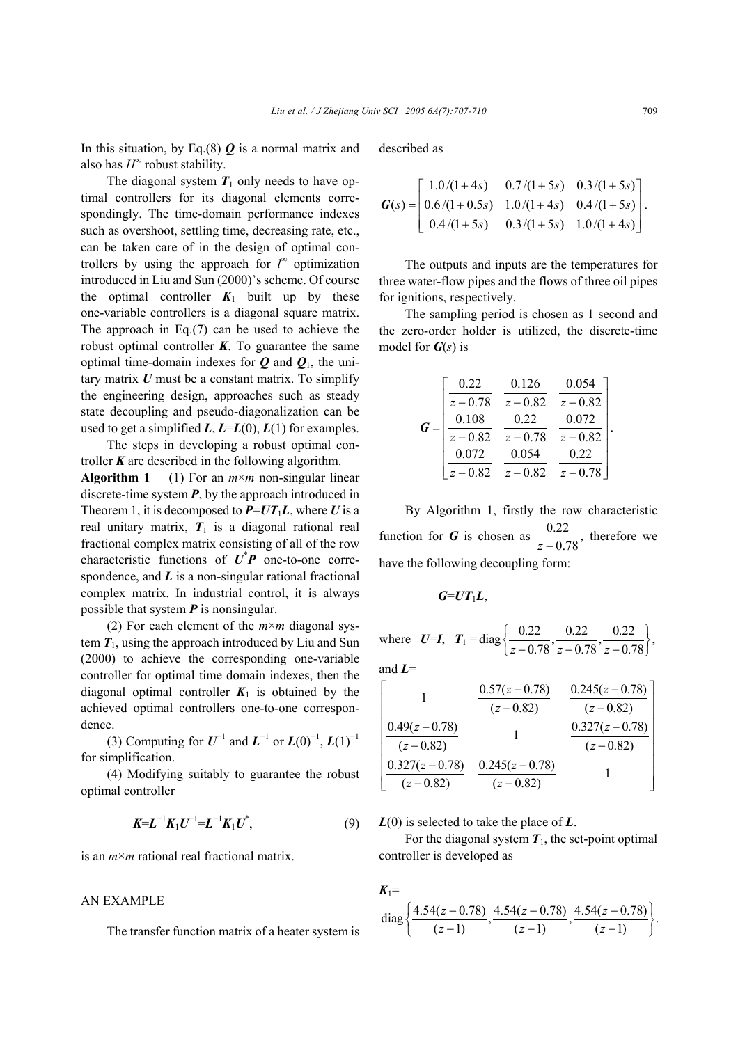In this situation, by Eq.(8) $\boldsymbol{Q}$ is a normal matrix and also has $H^{\infty}$ robust stability.

The diagonal system $\boldsymbol{T}_1$ only needs to have optimal controllers for its diagonal elements correspondingly. The time-domain performance indexes such as overshoot, settling time, decreasing rate, etc., can be taken care of in the design of optimal controllers by using the approach for $l^{\infty}$ optimization introduced in Liu and Sun (2000)'s scheme. Of course the optimal controller $\boldsymbol{K}_1$ built up by these one-variable controllers is a diagonal square matrix. The approach in Eq.(7) can be used to achieve the robust optimal controller $\boldsymbol{K}$. To guarantee the same optimal time-domain indexes for $\boldsymbol{Q}$ and $\boldsymbol{Q}_1$, the unitary matrix $\boldsymbol{U}$ must be a constant matrix. To simplify the engineering design, approaches such as steady state decoupling and pseudo-diagonalization can be used to get a simplified $\boldsymbol{L}$, $\boldsymbol{L}=\boldsymbol{L}(0)$, $\boldsymbol{L}(1)$ for examples.

The steps in developing a robust optimal controller $\boldsymbol{K}$ are described in the following algorithm.

**Algorithm 1** (1) For an $m\times m$ non-singular linear discrete-time system $\boldsymbol{P}$, by the approach introduced in Theorem 1, it is decomposed to $\boldsymbol{P}=\boldsymbol{U}\boldsymbol{T}_1\boldsymbol{L}$, where $\boldsymbol{U}$ is a real unitary matrix, $\boldsymbol{T}_1$ is a diagonal rational real fractional complex matrix consisting of all of the row characteristic functions of $\boldsymbol{U}^*\boldsymbol{P}$ one-to-one correspondence, and $\boldsymbol{L}$ is a non-singular rational fractional complex matrix. In industrial control, it is always possible that system $\boldsymbol{P}$ is nonsingular.

(2) For each element of the $m\times m$ diagonal system $\boldsymbol{T}_1$, using the approach introduced by Liu and Sun (2000) to achieve the corresponding one-variable controller for optimal time domain indexes, then the diagonal optimal controller $\boldsymbol{K}_1$ is obtained by the achieved optimal controllers one-to-one correspondence.

(3) Computing for $\boldsymbol{U}^{-1}$ and $\boldsymbol{L}^{-1}$ or $\boldsymbol{L}(0)^{-1}$, $\boldsymbol{L}(1)^{-1}$ for simplification.

(4) Modifying suitably to guarantee the robust optimal controller

$$\boldsymbol{K}=\boldsymbol{L}^{-1}\boldsymbol{K}_1\boldsymbol{U}^{-1}=\boldsymbol{L}^{-1}\boldsymbol{K}_1\boldsymbol{U}^*, \tag{9}$$

is an $m\times m$ rational real fractional matrix.

## AN EXAMPLE

The transfer function matrix of a heater system is described as

$$\boldsymbol{G}(s)=\begin{bmatrix} 1.0/(1+4s) & 0.7/(1+5s) & 0.3/(1+5s) \\ 0.6/(1+0.5s) & 1.0/(1+4s) & 0.4/(1+5s) \\ 0.4/(1+5s) & 0.3/(1+5s) & 1.0/(1+4s) \end{bmatrix}.$$

The outputs and inputs are the temperatures for three water-flow pipes and the flows of three oil pipes for ignitions, respectively.

The sampling period is chosen as 1 second and the zero-order holder is utilized, the discrete-time model for $\boldsymbol{G}(s)$ is

$$\boldsymbol{G}=\begin{bmatrix} \dfrac{0.22}{z-0.78} & \dfrac{0.126}{z-0.82} & \dfrac{0.054}{z-0.82} \\ \dfrac{0.108}{z-0.82} & \dfrac{0.22}{z-0.78} & \dfrac{0.072}{z-0.82} \\ \dfrac{0.072}{z-0.82} & \dfrac{0.054}{z-0.82} & \dfrac{0.22}{z-0.78} \end{bmatrix}.$$

By Algorithm 1, firstly the row characteristic function for $\boldsymbol{G}$ is chosen as $\dfrac{0.22}{z-0.78}$, therefore we have the following decoupling form:

$$\boldsymbol{G}=\boldsymbol{U}\boldsymbol{T}_1\boldsymbol{L},$$

where $\boldsymbol{U}=\boldsymbol{I}$, $\boldsymbol{T}_1=\text{diag}\left\{\dfrac{0.22}{z-0.78},\dfrac{0.22}{z-0.78},\dfrac{0.22}{z-0.78}\right\}$,

and $\boldsymbol{L}=$

$$\begin{bmatrix} 1 & \dfrac{0.57(z-0.78)}{(z-0.82)} & \dfrac{0.245(z-0.78)}{(z-0.82)} \\ \dfrac{0.49(z-0.78)}{(z-0.82)} & 1 & \dfrac{0.327(z-0.78)}{(z-0.82)} \\ \dfrac{0.327(z-0.78)}{(z-0.82)} & \dfrac{0.245(z-0.78)}{(z-0.82)} & 1 \end{bmatrix}$$

$\boldsymbol{L}(0)$ is selected to take the place of $\boldsymbol{L}$.

For the diagonal system $\boldsymbol{T}_1$, the set-point optimal controller is developed as

$$\boldsymbol{K}_1=\text{diag}\left\{\frac{4.54(z-0.78)}{(z-1)},\frac{4.54(z-0.78)}{(z-1)},\frac{4.54(z-0.78)}{(z-1)}\right\}.$$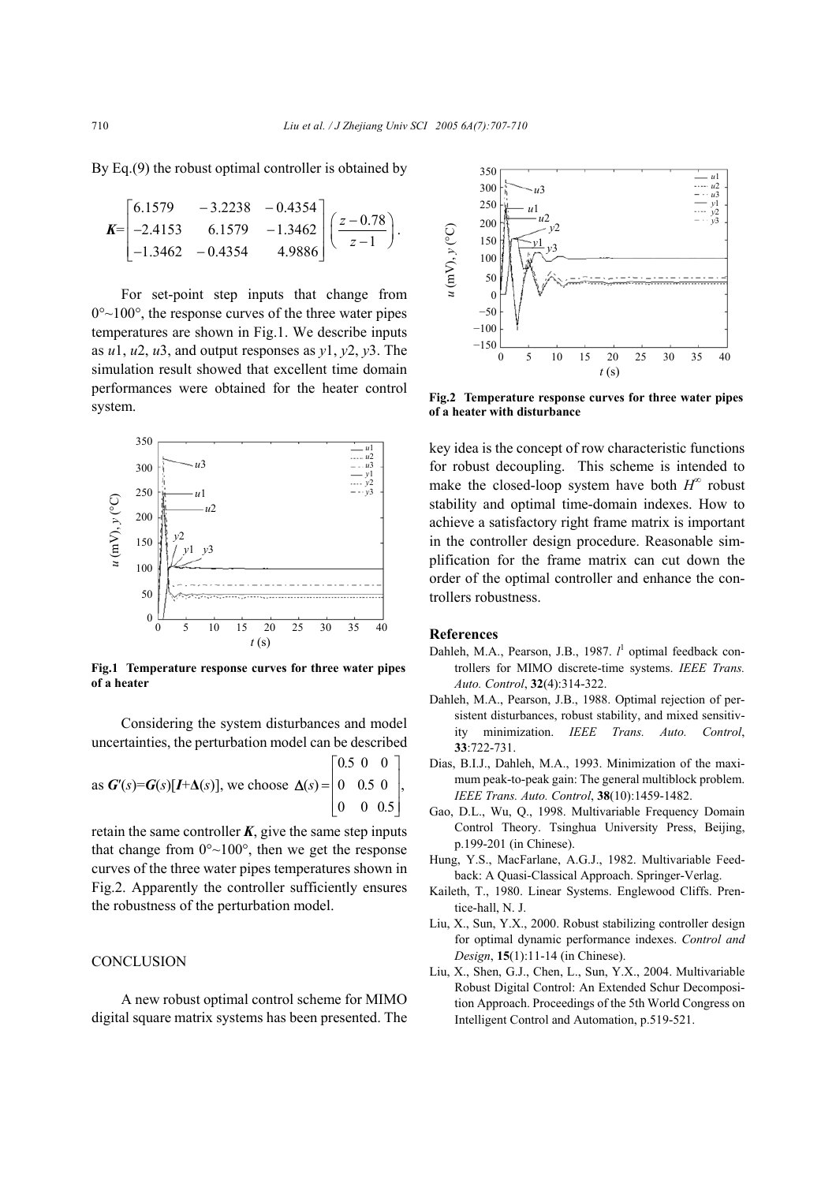By Eq.(9) the robust optimal controller is obtained by

$$\boldsymbol{K}=\begin{bmatrix} 6.1579 & -3.2238 & -0.4354 \\ -2.4153 & 6.1579 & -1.3462 \\ -1.3462 & -0.4354 & 4.9886 \end{bmatrix}\left(\frac{z-0.78}{z-1}\right).$$

For set-point step inputs that change from 0°~100°, the response curves of the three water pipes temperatures are shown in Fig.1. We describe inputs as $u1$, $u2$, $u3$, and output responses as $y1$, $y2$, $y3$. The simulation result showed that excellent time domain performances were obtained for the heater control system.

350
300
250
200
150
100
50
0
0 5 10 15 20 25 30 35 40
$t$ (s)
$u$ (mV), $y$ (°C)
u1
u2
u3
y1
y2
y3

**Fig.1 Temperature response curves for three water pipes of a heater**

Considering the system disturbances and model uncertainties, the perturbation model can be described as $\boldsymbol{G}'(s)=\boldsymbol{G}(s)[\boldsymbol{I}+\boldsymbol{\Delta}(s)]$, we choose $\Delta(s)=\begin{bmatrix} 0.5 & 0 & 0 \\ 0 & 0.5 & 0 \\ 0 & 0 & 0.5 \end{bmatrix}$, retain the same controller $\boldsymbol{K}$, give the same step inputs that change from 0°~100°, then we get the response curves of the three water pipes temperatures shown in Fig.2. Apparently the controller sufficiently ensures the robustness of the perturbation model.

350
300
250
200
150
100
50
0
−50
−100
−150
0 5 10 15 20 25 30 35 40
$t$ (s)
$u$ (mV), $y$ (°C)
u1
u2
u3
y1
y2
y3

**Fig.2 Temperature response curves for three water pipes of a heater with disturbance**

## CONCLUSION

A new robust optimal control scheme for MIMO digital square matrix systems has been presented. The key idea is the concept of row characteristic functions for robust decoupling. This scheme is intended to make the closed-loop system have both $H^{\infty}$ robust stability and optimal time-domain indexes. How to achieve a satisfactory right frame matrix is important in the controller design procedure. Reasonable simplification for the frame matrix can cut down the order of the optimal controller and enhance the controllers robustness.

## References

Dahleh, M.A., Pearson, J.B., 1987. $l^1$ optimal feedback controllers for MIMO discrete-time systems. *IEEE Trans. Auto. Control*, **32**(4):314-322.

Dahleh, M.A., Pearson, J.B., 1988. Optimal rejection of persistent disturbances, robust stability, and mixed sensitivity minimization. *IEEE Trans. Auto. Control*, **33**:722-731.

Dias, B.I.J., Dahleh, M.A., 1993. Minimization of the maximum peak-to-peak gain: The general multiblock problem. *IEEE Trans. Auto. Control*, **38**(10):1459-1482.

Gao, D.L., Wu, Q., 1998. Multivariable Frequency Domain Control Theory. Tsinghua University Press, Beijing, p.199-201 (in Chinese).

Hung, Y.S., MacFarlane, A.G.J., 1982. Multivariable Feedback: A Quasi-Classical Approach. Springer-Verlag.

Kaileth, T., 1980. Linear Systems. Englewood Cliffs. Prentice-hall, N. J.

Liu, X., Sun, Y.X., 2000. Robust stabilizing controller design for optimal dynamic performance indexes. *Control and Design*, **15**(1):11-14 (in Chinese).

Liu, X., Shen, G.J., Chen, L., Sun, Y.X., 2004. Multivariable Robust Digital Control: An Extended Schur Decomposition Approach. Proceedings of the 5th World Congress on Intelligent Control and Automation, p.519-521.